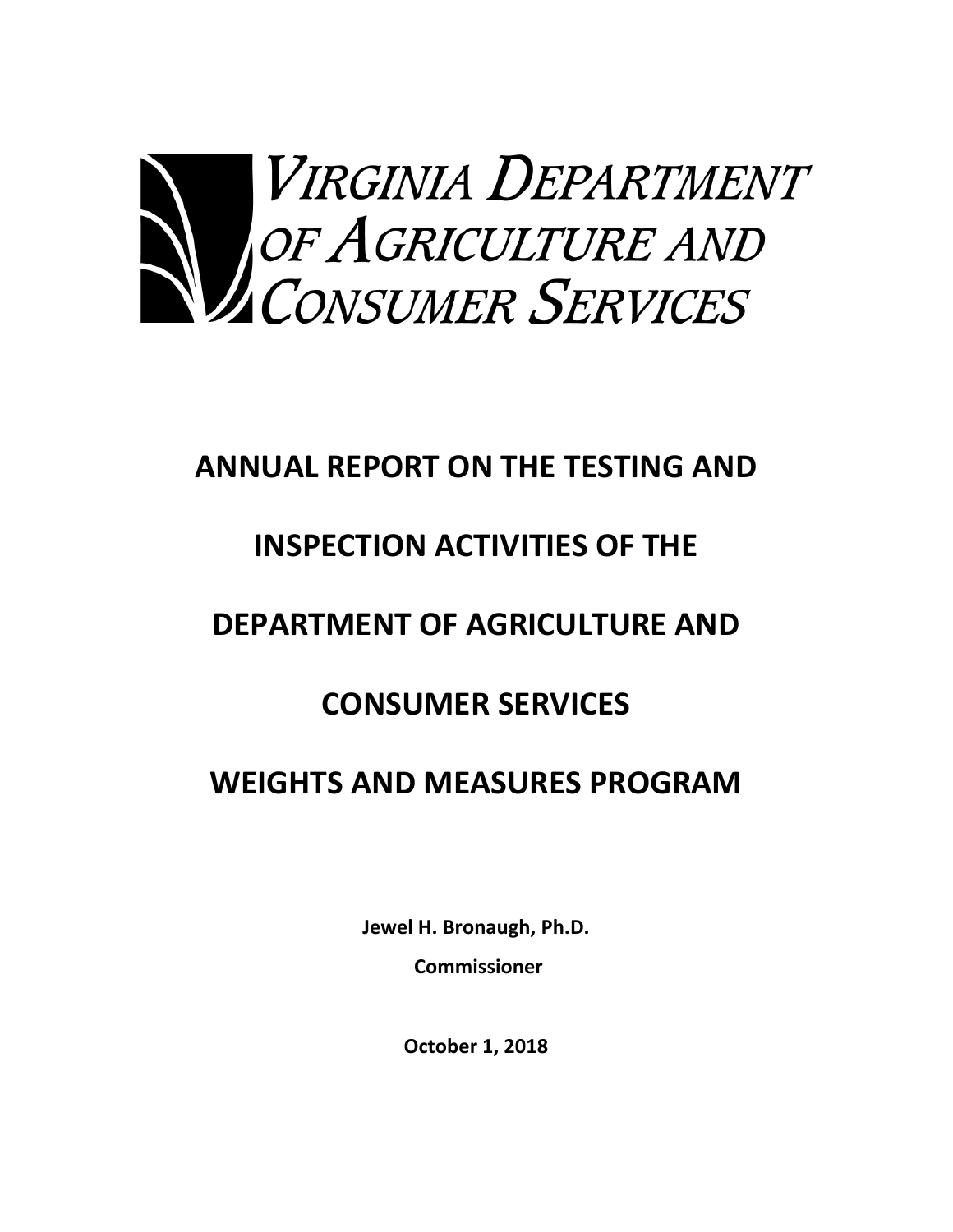VIRGINIA DEPARTMENT OF AGRICULTURE AND CONSUMER SERVICES

# ANNUAL REPORT ON THE TESTING AND INSPECTION ACTIVITIES OF THE DEPARTMENT OF AGRICULTURE AND CONSUMER SERVICES WEIGHTS AND MEASURES PROGRAM

**Jewel H. Bronaugh, Ph.D.**

**Commissioner**

**October 1, 2018**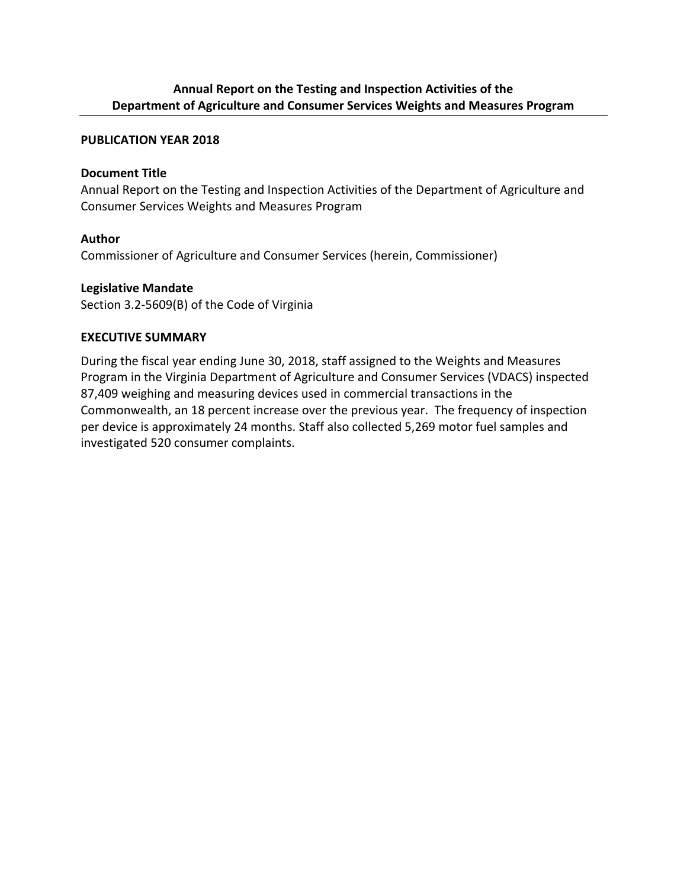**Annual Report on the Testing and Inspection Activities of the Department of Agriculture and Consumer Services Weights and Measures Program**

---

**PUBLICATION YEAR 2018**

**Document Title**
Annual Report on the Testing and Inspection Activities of the Department of Agriculture and Consumer Services Weights and Measures Program

**Author**
Commissioner of Agriculture and Consumer Services (herein, Commissioner)

**Legislative Mandate**
Section 3.2-5609(B) of the Code of Virginia

**EXECUTIVE SUMMARY**

During the fiscal year ending June 30, 2018, staff assigned to the Weights and Measures Program in the Virginia Department of Agriculture and Consumer Services (VDACS) inspected 87,409 weighing and measuring devices used in commercial transactions in the Commonwealth, an 18 percent increase over the previous year. The frequency of inspection per device is approximately 24 months. Staff also collected 5,269 motor fuel samples and investigated 520 consumer complaints.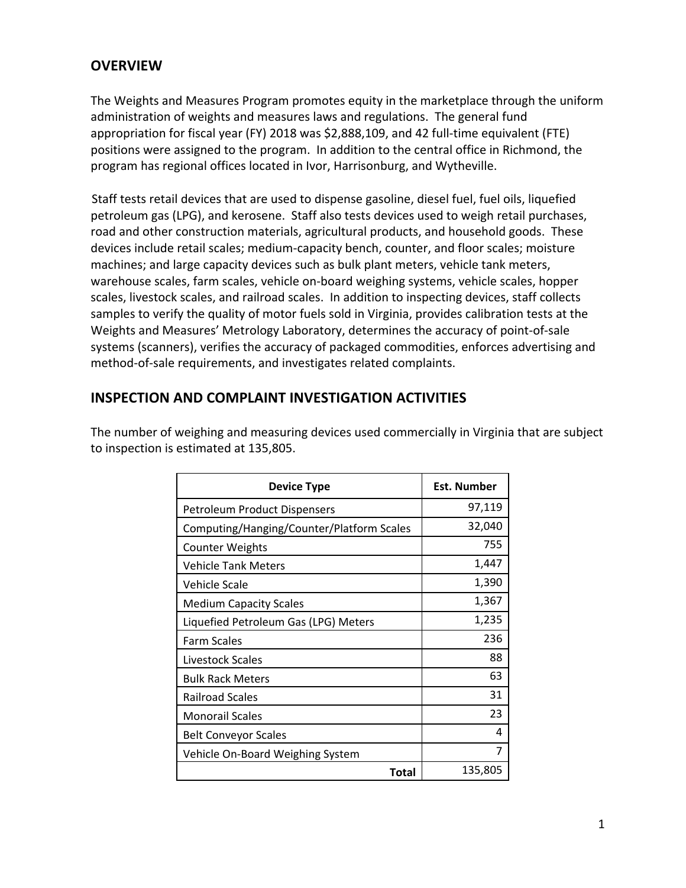## OVERVIEW

The Weights and Measures Program promotes equity in the marketplace through the uniform administration of weights and measures laws and regulations. The general fund appropriation for fiscal year (FY) 2018 was $2,888,109, and 42 full-time equivalent (FTE) positions were assigned to the program. In addition to the central office in Richmond, the program has regional offices located in Ivor, Harrisonburg, and Wytheville.

Staff tests retail devices that are used to dispense gasoline, diesel fuel, fuel oils, liquefied petroleum gas (LPG), and kerosene. Staff also tests devices used to weigh retail purchases, road and other construction materials, agricultural products, and household goods. These devices include retail scales; medium-capacity bench, counter, and floor scales; moisture machines; and large capacity devices such as bulk plant meters, vehicle tank meters, warehouse scales, farm scales, vehicle on-board weighing systems, vehicle scales, hopper scales, livestock scales, and railroad scales. In addition to inspecting devices, staff collects samples to verify the quality of motor fuels sold in Virginia, provides calibration tests at the Weights and Measures' Metrology Laboratory, determines the accuracy of point-of-sale systems (scanners), verifies the accuracy of packaged commodities, enforces advertising and method-of-sale requirements, and investigates related complaints.

## INSPECTION AND COMPLAINT INVESTIGATION ACTIVITIES

The number of weighing and measuring devices used commercially in Virginia that are subject to inspection is estimated at 135,805.

| Device Type | Est. Number |
|---|---|
| Petroleum Product Dispensers | 97,119 |
| Computing/Hanging/Counter/Platform Scales | 32,040 |
| Counter Weights | 755 |
| Vehicle Tank Meters | 1,447 |
| Vehicle Scale | 1,390 |
| Medium Capacity Scales | 1,367 |
| Liquefied Petroleum Gas (LPG) Meters | 1,235 |
| Farm Scales | 236 |
| Livestock Scales | 88 |
| Bulk Rack Meters | 63 |
| Railroad Scales | 31 |
| Monorail Scales | 23 |
| Belt Conveyor Scales | 4 |
| Vehicle On-Board Weighing System | 7 |
| **Total** | 135,805 |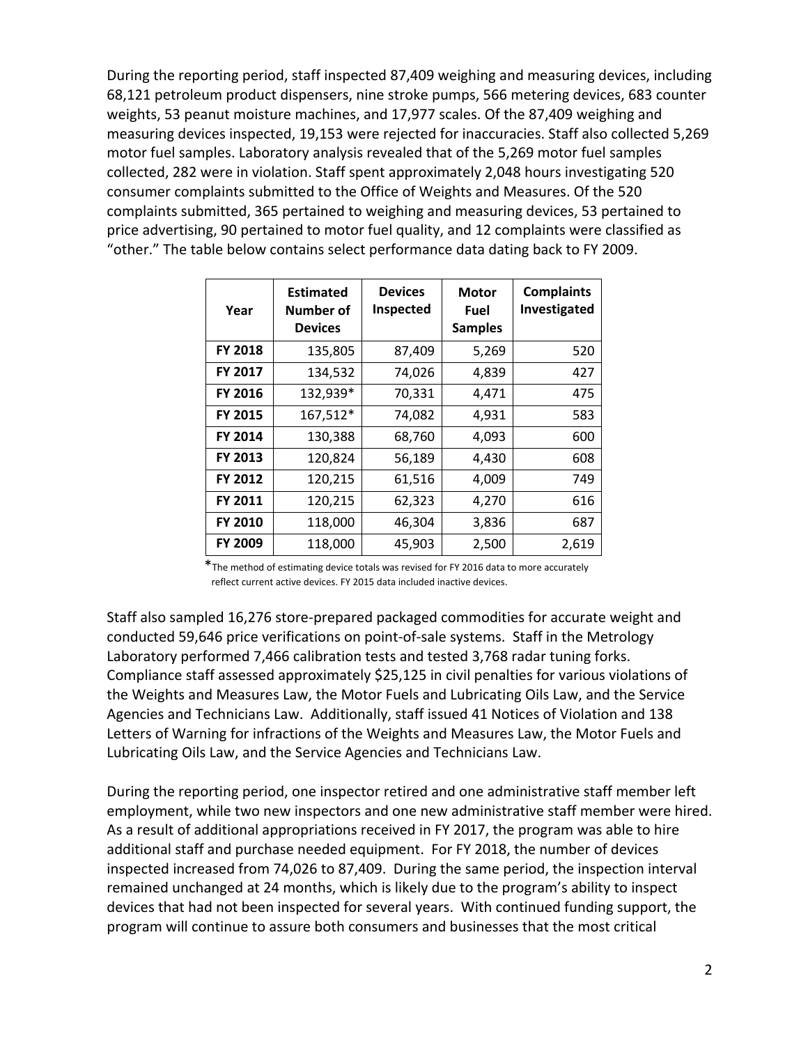During the reporting period, staff inspected 87,409 weighing and measuring devices, including 68,121 petroleum product dispensers, nine stroke pumps, 566 metering devices, 683 counter weights, 53 peanut moisture machines, and 17,977 scales. Of the 87,409 weighing and measuring devices inspected, 19,153 were rejected for inaccuracies. Staff also collected 5,269 motor fuel samples. Laboratory analysis revealed that of the 5,269 motor fuel samples collected, 282 were in violation. Staff spent approximately 2,048 hours investigating 520 consumer complaints submitted to the Office of Weights and Measures. Of the 520 complaints submitted, 365 pertained to weighing and measuring devices, 53 pertained to price advertising, 90 pertained to motor fuel quality, and 12 complaints were classified as "other." The table below contains select performance data dating back to FY 2009.

| Year | Estimated Number of Devices | Devices Inspected | Motor Fuel Samples | Complaints Investigated |
|---|---|---|---|---|
| **FY 2018** | 135,805 | 87,409 | 5,269 | 520 |
| **FY 2017** | 134,532 | 74,026 | 4,839 | 427 |
| **FY 2016** | 132,939* | 70,331 | 4,471 | 475 |
| **FY 2015** | 167,512* | 74,082 | 4,931 | 583 |
| **FY 2014** | 130,388 | 68,760 | 4,093 | 600 |
| **FY 2013** | 120,824 | 56,189 | 4,430 | 608 |
| **FY 2012** | 120,215 | 61,516 | 4,009 | 749 |
| **FY 2011** | 120,215 | 62,323 | 4,270 | 616 |
| **FY 2010** | 118,000 | 46,304 | 3,836 | 687 |
| **FY 2009** | 118,000 | 45,903 | 2,500 | 2,619 |

*The method of estimating device totals was revised for FY 2016 data to more accurately reflect current active devices. FY 2015 data included inactive devices.

Staff also sampled 16,276 store-prepared packaged commodities for accurate weight and conducted 59,646 price verifications on point-of-sale systems. Staff in the Metrology Laboratory performed 7,466 calibration tests and tested 3,768 radar tuning forks. Compliance staff assessed approximately $25,125 in civil penalties for various violations of the Weights and Measures Law, the Motor Fuels and Lubricating Oils Law, and the Service Agencies and Technicians Law. Additionally, staff issued 41 Notices of Violation and 138 Letters of Warning for infractions of the Weights and Measures Law, the Motor Fuels and Lubricating Oils Law, and the Service Agencies and Technicians Law.

During the reporting period, one inspector retired and one administrative staff member left employment, while two new inspectors and one new administrative staff member were hired. As a result of additional appropriations received in FY 2017, the program was able to hire additional staff and purchase needed equipment. For FY 2018, the number of devices inspected increased from 74,026 to 87,409. During the same period, the inspection interval remained unchanged at 24 months, which is likely due to the program's ability to inspect devices that had not been inspected for several years. With continued funding support, the program will continue to assure both consumers and businesses that the most critical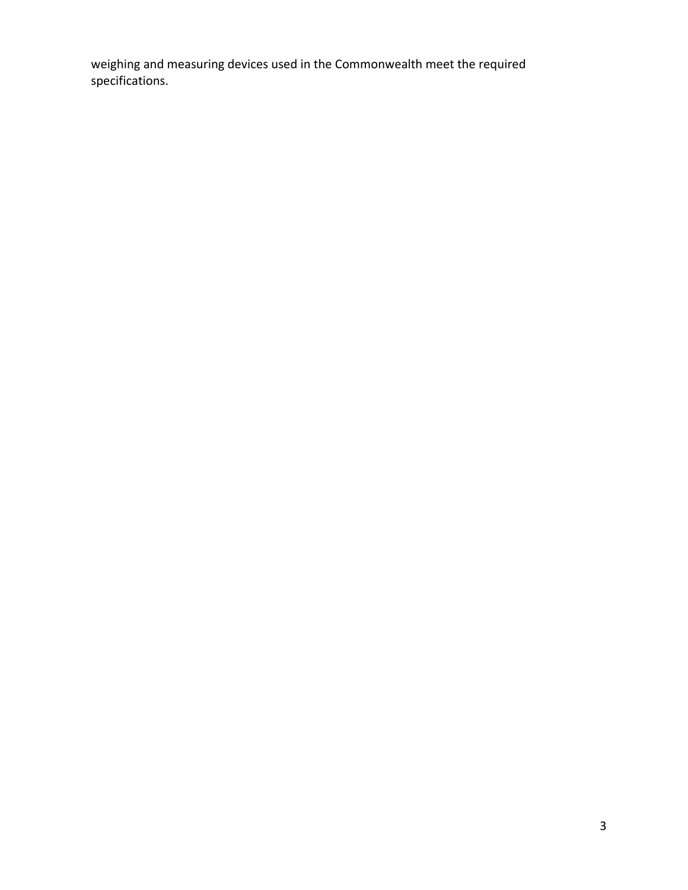weighing and measuring devices used in the Commonwealth meet the required specifications.